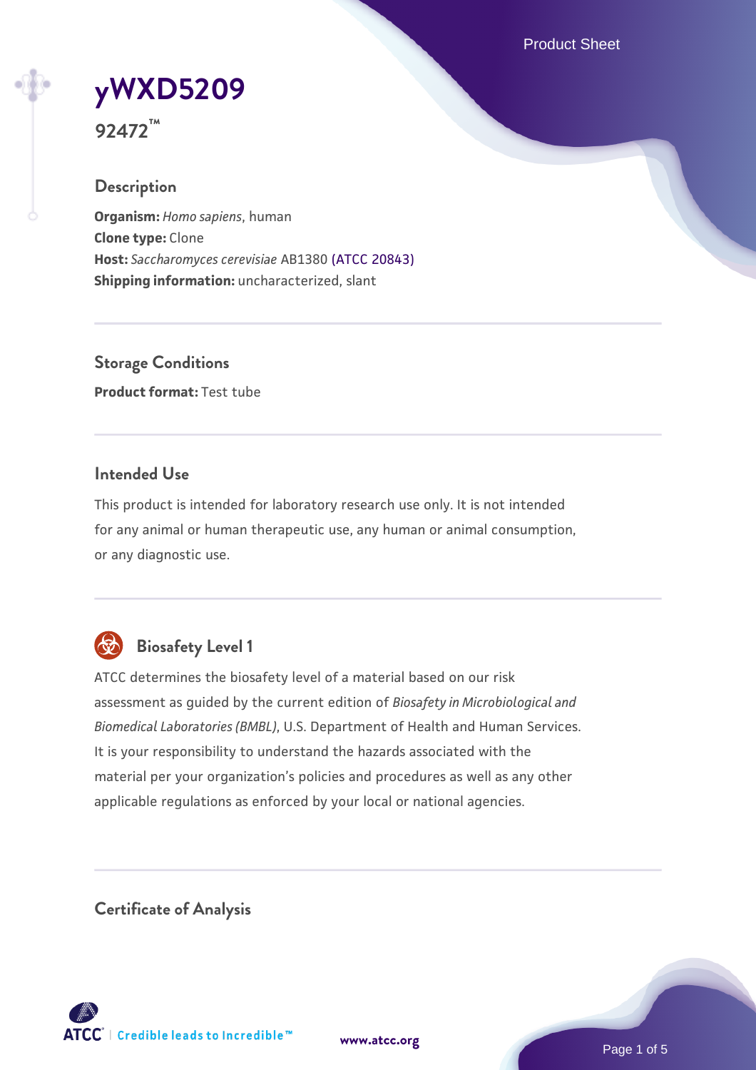# yWXD5209

**92472™**

## Description

**Organism:** *Homo sapiens*, human
**Clone type:** Clone
**Host:** *Saccharomyces cerevisiae* AB1380 (ATCC 20843)
**Shipping information:** uncharacterized, slant

## Storage Conditions

**Product format:** Test tube

## Intended Use

This product is intended for laboratory research use only. It is not intended for any animal or human therapeutic use, any human or animal consumption, or any diagnostic use.

## Biosafety Level 1

ATCC determines the biosafety level of a material based on our risk assessment as guided by the current edition of *Biosafety in Microbiological and Biomedical Laboratories (BMBL)*, U.S. Department of Health and Human Services. It is your responsibility to understand the hazards associated with the material per your organization's policies and procedures as well as any other applicable regulations as enforced by your local or national agencies.

## Certificate of Analysis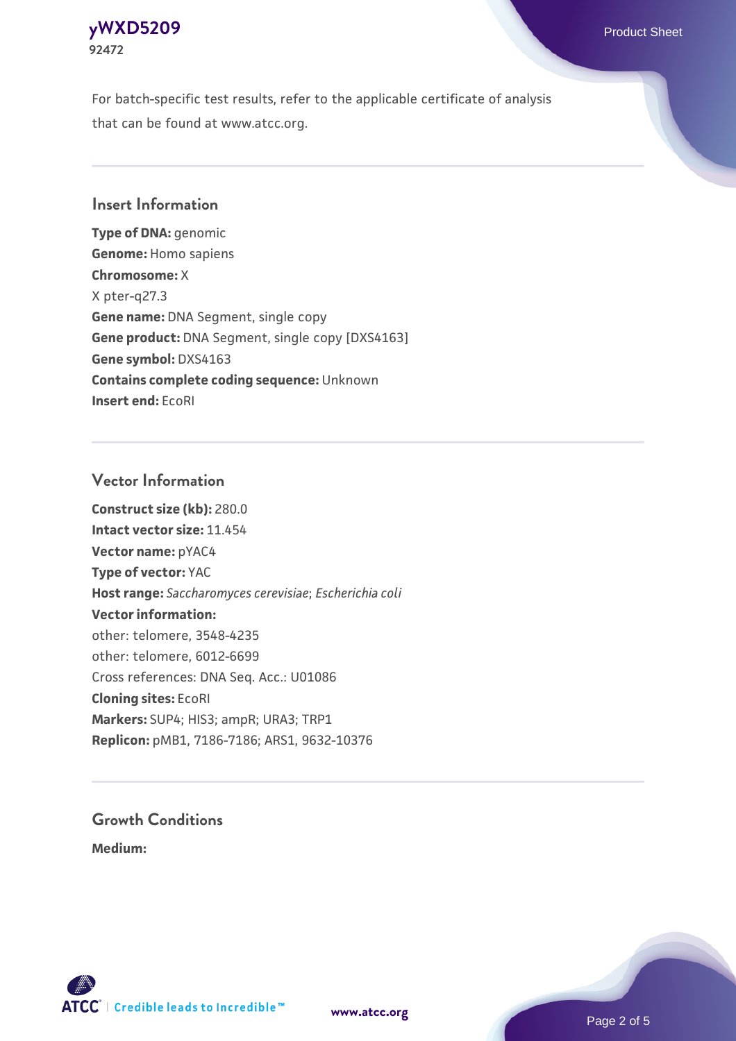For batch-specific test results, refer to the applicable certificate of analysis that can be found at www.atcc.org.

## Insert Information

**Type of DNA:** genomic
**Genome:** Homo sapiens
**Chromosome:** X
X pter-q27.3
**Gene name:** DNA Segment, single copy
**Gene product:** DNA Segment, single copy [DXS4163]
**Gene symbol:** DXS4163
**Contains complete coding sequence:** Unknown
**Insert end:** EcoRI

## Vector Information

**Construct size (kb):** 280.0
**Intact vector size:** 11.454
**Vector name:** pYAC4
**Type of vector:** YAC
**Host range:** *Saccharomyces cerevisiae*; *Escherichia coli*
**Vector information:**
other: telomere, 3548-4235
other: telomere, 6012-6699
Cross references: DNA Seq. Acc.: U01086
**Cloning sites:** EcoRI
**Markers:** SUP4; HIS3; ampR; URA3; TRP1
**Replicon:** pMB1, 7186-7186; ARS1, 9632-10376

## Growth Conditions

**Medium:**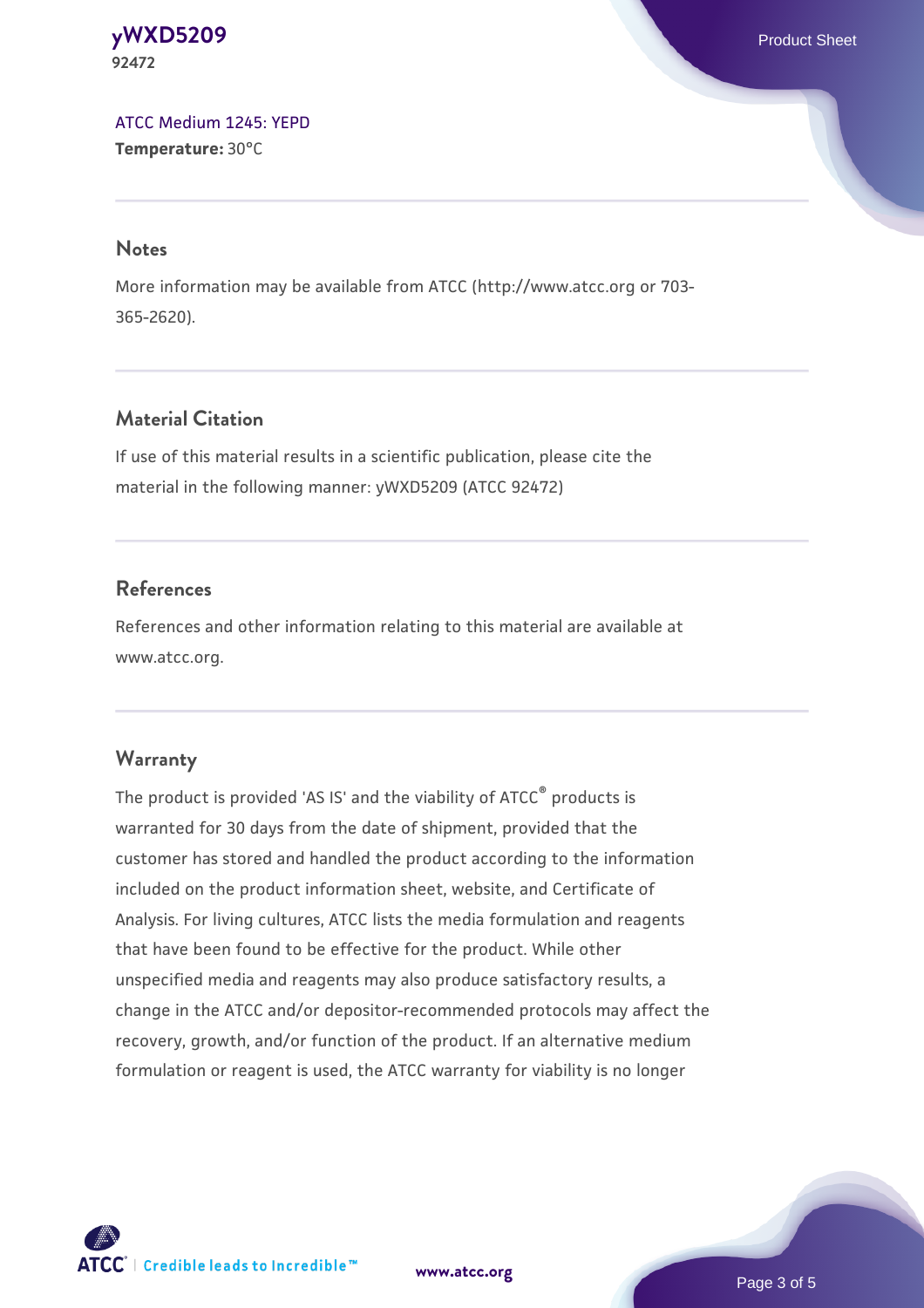[ATCC Medium 1245: YEPD](#)
**Temperature:** 30°C

## Notes

More information may be available from ATCC (http://www.atcc.org or 703-365-2620).

## Material Citation

If use of this material results in a scientific publication, please cite the material in the following manner: yWXD5209 (ATCC 92472)

## References

References and other information relating to this material are available at www.atcc.org.

## Warranty

The product is provided 'AS IS' and the viability of ATCC® products is warranted for 30 days from the date of shipment, provided that the customer has stored and handled the product according to the information included on the product information sheet, website, and Certificate of Analysis. For living cultures, ATCC lists the media formulation and reagents that have been found to be effective for the product. While other unspecified media and reagents may also produce satisfactory results, a change in the ATCC and/or depositor-recommended protocols may affect the recovery, growth, and/or function of the product. If an alternative medium formulation or reagent is used, the ATCC warranty for viability is no longer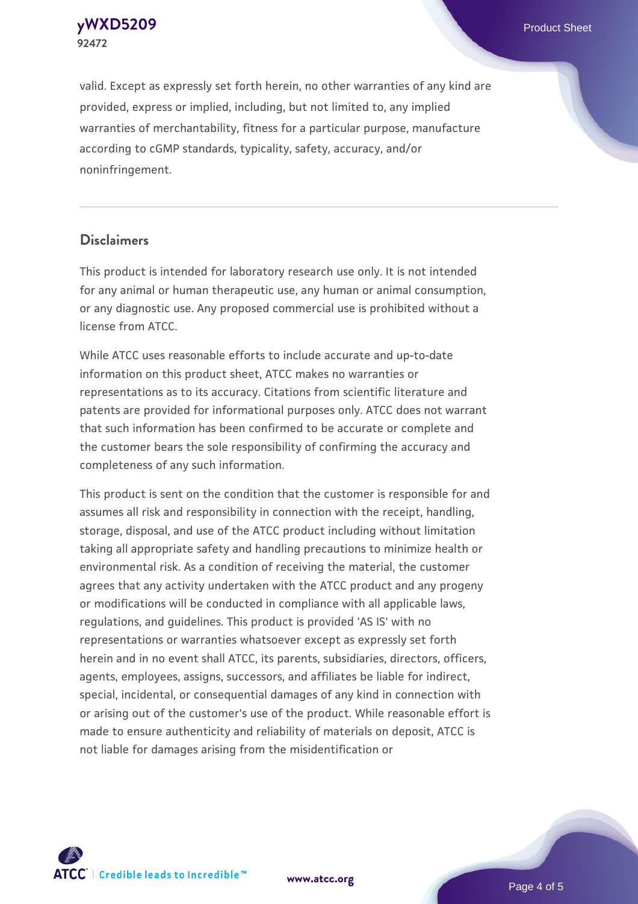valid. Except as expressly set forth herein, no other warranties of any kind are provided, express or implied, including, but not limited to, any implied warranties of merchantability, fitness for a particular purpose, manufacture according to cGMP standards, typicality, safety, accuracy, and/or noninfringement.

## Disclaimers

This product is intended for laboratory research use only. It is not intended for any animal or human therapeutic use, any human or animal consumption, or any diagnostic use. Any proposed commercial use is prohibited without a license from ATCC.

While ATCC uses reasonable efforts to include accurate and up-to-date information on this product sheet, ATCC makes no warranties or representations as to its accuracy. Citations from scientific literature and patents are provided for informational purposes only. ATCC does not warrant that such information has been confirmed to be accurate or complete and the customer bears the sole responsibility of confirming the accuracy and completeness of any such information.

This product is sent on the condition that the customer is responsible for and assumes all risk and responsibility in connection with the receipt, handling, storage, disposal, and use of the ATCC product including without limitation taking all appropriate safety and handling precautions to minimize health or environmental risk. As a condition of receiving the material, the customer agrees that any activity undertaken with the ATCC product and any progeny or modifications will be conducted in compliance with all applicable laws, regulations, and guidelines. This product is provided 'AS IS' with no representations or warranties whatsoever except as expressly set forth herein and in no event shall ATCC, its parents, subsidiaries, directors, officers, agents, employees, assigns, successors, and affiliates be liable for indirect, special, incidental, or consequential damages of any kind in connection with or arising out of the customer's use of the product. While reasonable effort is made to ensure authenticity and reliability of materials on deposit, ATCC is not liable for damages arising from the misidentification or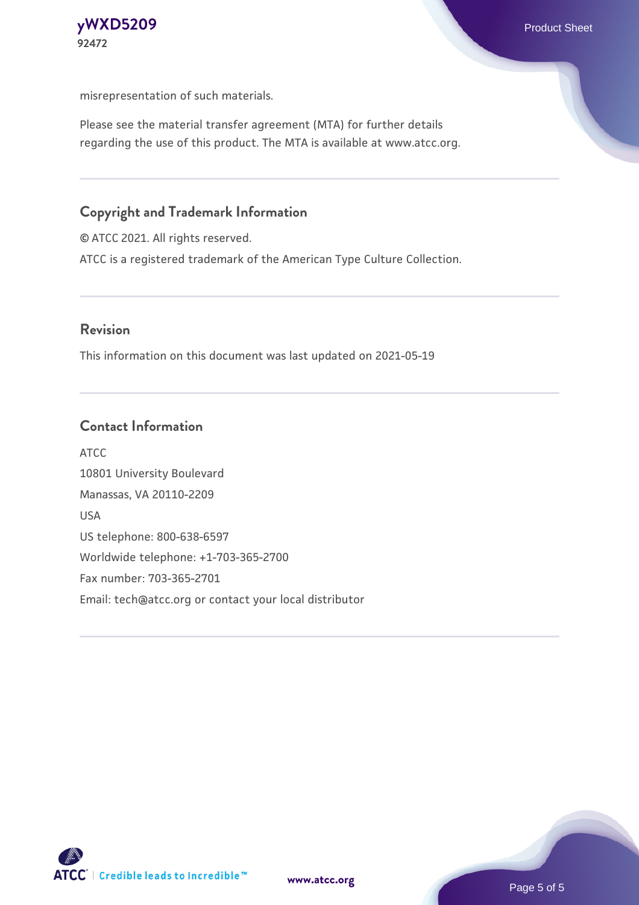misrepresentation of such materials.

Please see the material transfer agreement (MTA) for further details regarding the use of this product. The MTA is available at www.atcc.org.

## Copyright and Trademark Information

© ATCC 2021. All rights reserved.

ATCC is a registered trademark of the American Type Culture Collection.

## Revision

This information on this document was last updated on 2021-05-19

## Contact Information

ATCC
10801 University Boulevard
Manassas, VA 20110-2209
USA
US telephone: 800-638-6597
Worldwide telephone: +1-703-365-2700
Fax number: 703-365-2701
Email: tech@atcc.org or contact your local distributor